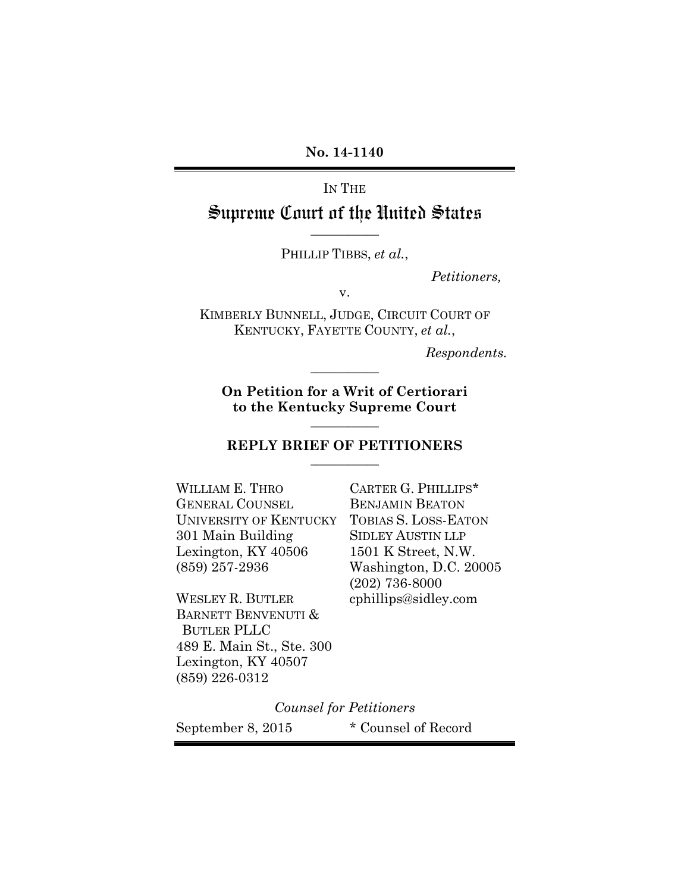**No. 14-1140**

IN THE

# Supreme Court of the United States

---

PHILLIP TIBBS, *et al.*,

*Petitioners,*

v.

KIMBERLY BUNNELL, JUDGE, CIRCUIT COURT OF KENTUCKY, FAYETTE COUNTY, *et al.*,

*Respondents.*

---

**On Petition for a Writ of Certiorari to the Kentucky Supreme Court**

---

**REPLY BRIEF OF PETITIONERS**

---

WILLIAM E. THRO
GENERAL COUNSEL
UNIVERSITY OF KENTUCKY
301 Main Building
Lexington, KY 40506
(859) 257-2936

WESLEY R. BUTLER
BARNETT BENVENUTI & BUTLER PLLC
489 E. Main St., Ste. 300
Lexington, KY 40507
(859) 226-0312

CARTER G. PHILLIPS*
BENJAMIN BEATON
TOBIAS S. LOSS-EATON
SIDLEY AUSTIN LLP
1501 K Street, N.W.
Washington, D.C. 20005
(202) 736-8000
cphillips@sidley.com

*Counsel for Petitioners*

September 8, 2015

\* Counsel of Record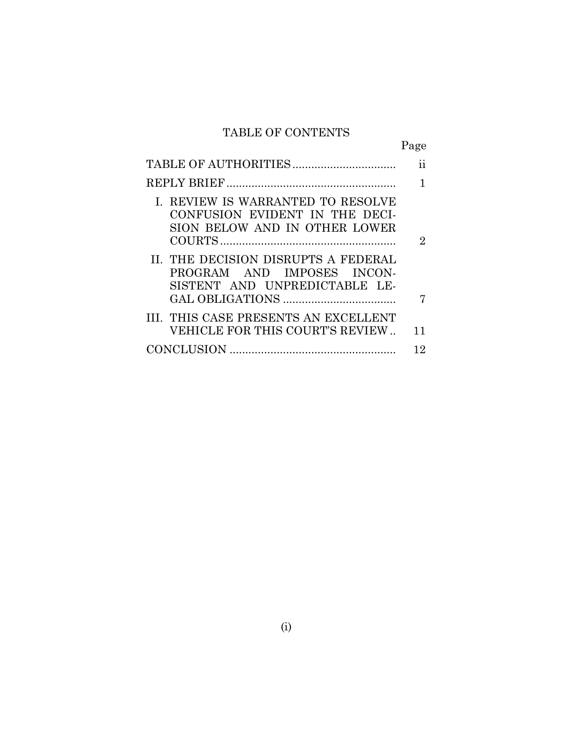# TABLE OF CONTENTS

| | Page |
|---|---|
| TABLE OF AUTHORITIES | ii |
| REPLY BRIEF | 1 |
| I. REVIEW IS WARRANTED TO RESOLVE CONFUSION EVIDENT IN THE DECISION BELOW AND IN OTHER LOWER COURTS | 2 |
| II. THE DECISION DISRUPTS A FEDERAL PROGRAM AND IMPOSES INCONSISTENT AND UNPREDICTABLE LEGAL OBLIGATIONS | 7 |
| III. THIS CASE PRESENTS AN EXCELLENT VEHICLE FOR THIS COURT'S REVIEW | 11 |
| CONCLUSION | 12 |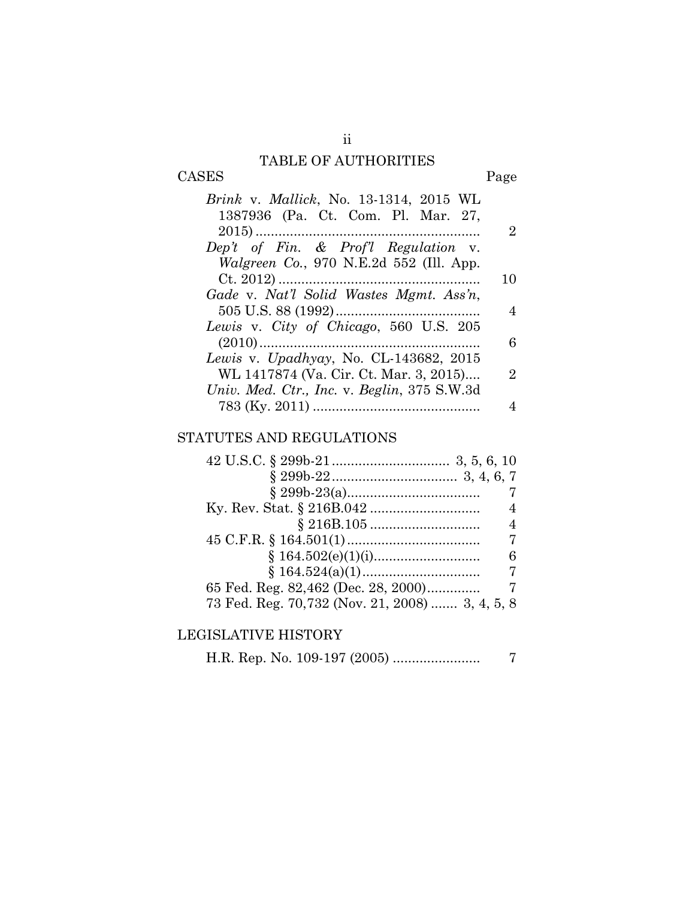# TABLE OF AUTHORITIES

| CASES | Page |
|---|---|
| *Brink* v. *Mallick*, No. 13-1314, 2015 WL 1387936 (Pa. Ct. Com. Pl. Mar. 27, 2015) | 2 |
| *Dep't of Fin. & Prof'l Regulation* v. *Walgreen Co.*, 970 N.E.2d 552 (Ill. App. Ct. 2012) | 10 |
| *Gade* v. *Nat'l Solid Wastes Mgmt. Ass'n*, 505 U.S. 88 (1992) | 4 |
| *Lewis* v. *City of Chicago*, 560 U.S. 205 (2010) | 6 |
| *Lewis* v. *Upadhyay*, No. CL-143682, 2015 WL 1417874 (Va. Cir. Ct. Mar. 3, 2015) | 2 |
| *Univ. Med. Ctr., Inc.* v. *Beglin*, 375 S.W.3d 783 (Ky. 2011) | 4 |

| STATUTES AND REGULATIONS | |
|---|---|
| 42 U.S.C. § 299b-21 | 3, 5, 6, 10 |
| § 299b-22 | 3, 4, 6, 7 |
| § 299b-23(a) | 7 |
| Ky. Rev. Stat. § 216B.042 | 4 |
| § 216B.105 | 4 |
| 45 C.F.R. § 164.501(1) | 7 |
| § 164.502(e)(1)(i) | 6 |
| § 164.524(a)(1) | 7 |
| 65 Fed. Reg. 82,462 (Dec. 28, 2000) | 7 |
| 73 Fed. Reg. 70,732 (Nov. 21, 2008) | 3, 4, 5, 8 |

| LEGISLATIVE HISTORY | |
|---|---|
| H.R. Rep. No. 109-197 (2005) | 7 |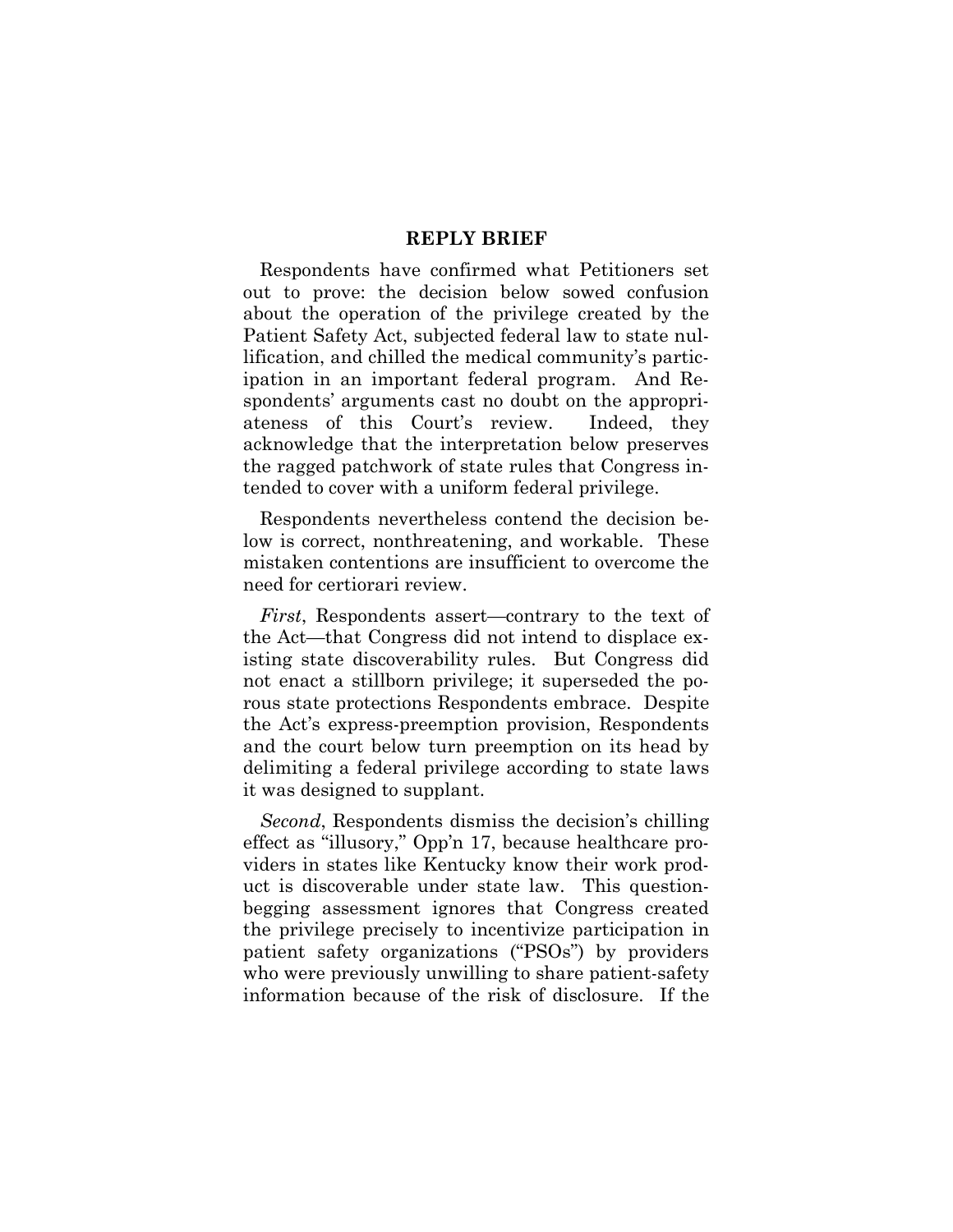## REPLY BRIEF

Respondents have confirmed what Petitioners set out to prove: the decision below sowed confusion about the operation of the privilege created by the Patient Safety Act, subjected federal law to state nullification, and chilled the medical community's participation in an important federal program. And Respondents' arguments cast no doubt on the appropriateness of this Court's review. Indeed, they acknowledge that the interpretation below preserves the ragged patchwork of state rules that Congress intended to cover with a uniform federal privilege.

Respondents nevertheless contend the decision below is correct, nonthreatening, and workable. These mistaken contentions are insufficient to overcome the need for certiorari review.

*First*, Respondents assert—contrary to the text of the Act—that Congress did not intend to displace existing state discoverability rules. But Congress did not enact a stillborn privilege; it superseded the porous state protections Respondents embrace. Despite the Act's express-preemption provision, Respondents and the court below turn preemption on its head by delimiting a federal privilege according to state laws it was designed to supplant.

*Second*, Respondents dismiss the decision's chilling effect as "illusory," Opp'n 17, because healthcare providers in states like Kentucky know their work product is discoverable under state law. This question-begging assessment ignores that Congress created the privilege precisely to incentivize participation in patient safety organizations ("PSOs") by providers who were previously unwilling to share patient-safety information because of the risk of disclosure. If the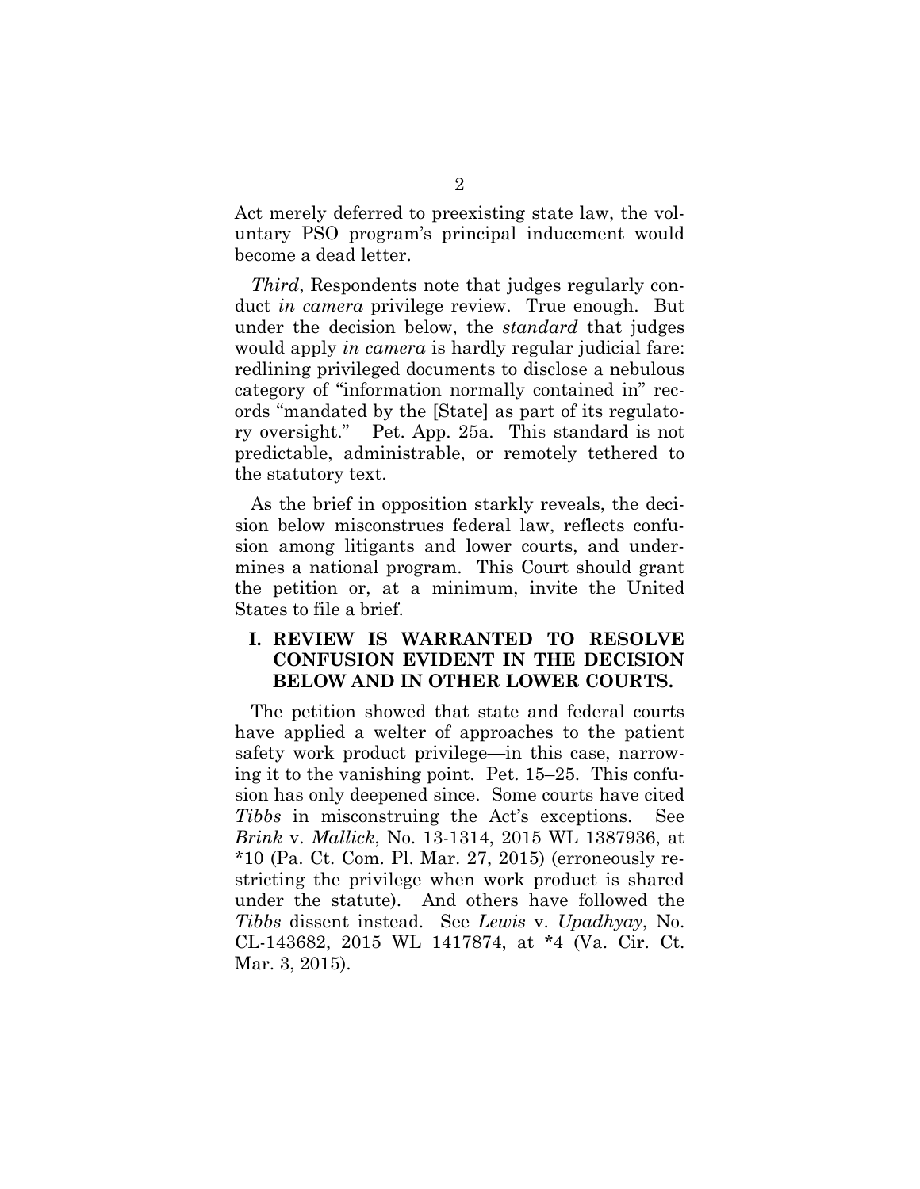Act merely deferred to preexisting state law, the voluntary PSO program's principal inducement would become a dead letter.

*Third*, Respondents note that judges regularly conduct *in camera* privilege review. True enough. But under the decision below, the *standard* that judges would apply *in camera* is hardly regular judicial fare: redlining privileged documents to disclose a nebulous category of "information normally contained in" records "mandated by the [State] as part of its regulatory oversight." Pet. App. 25a. This standard is not predictable, administrable, or remotely tethered to the statutory text.

As the brief in opposition starkly reveals, the decision below misconstrues federal law, reflects confusion among litigants and lower courts, and undermines a national program. This Court should grant the petition or, at a minimum, invite the United States to file a brief.

## I. REVIEW IS WARRANTED TO RESOLVE CONFUSION EVIDENT IN THE DECISION BELOW AND IN OTHER LOWER COURTS.

The petition showed that state and federal courts have applied a welter of approaches to the patient safety work product privilege—in this case, narrowing it to the vanishing point. Pet. 15–25. This confusion has only deepened since. Some courts have cited *Tibbs* in misconstruing the Act's exceptions. See *Brink* v. *Mallick*, No. 13-1314, 2015 WL 1387936, at *10 (Pa. Ct. Com. Pl. Mar. 27, 2015) (erroneously restricting the privilege when work product is shared under the statute). And others have followed the *Tibbs* dissent instead. See *Lewis* v. *Upadhyay*, No. CL-143682, 2015 WL 1417874, at *4 (Va. Cir. Ct. Mar. 3, 2015).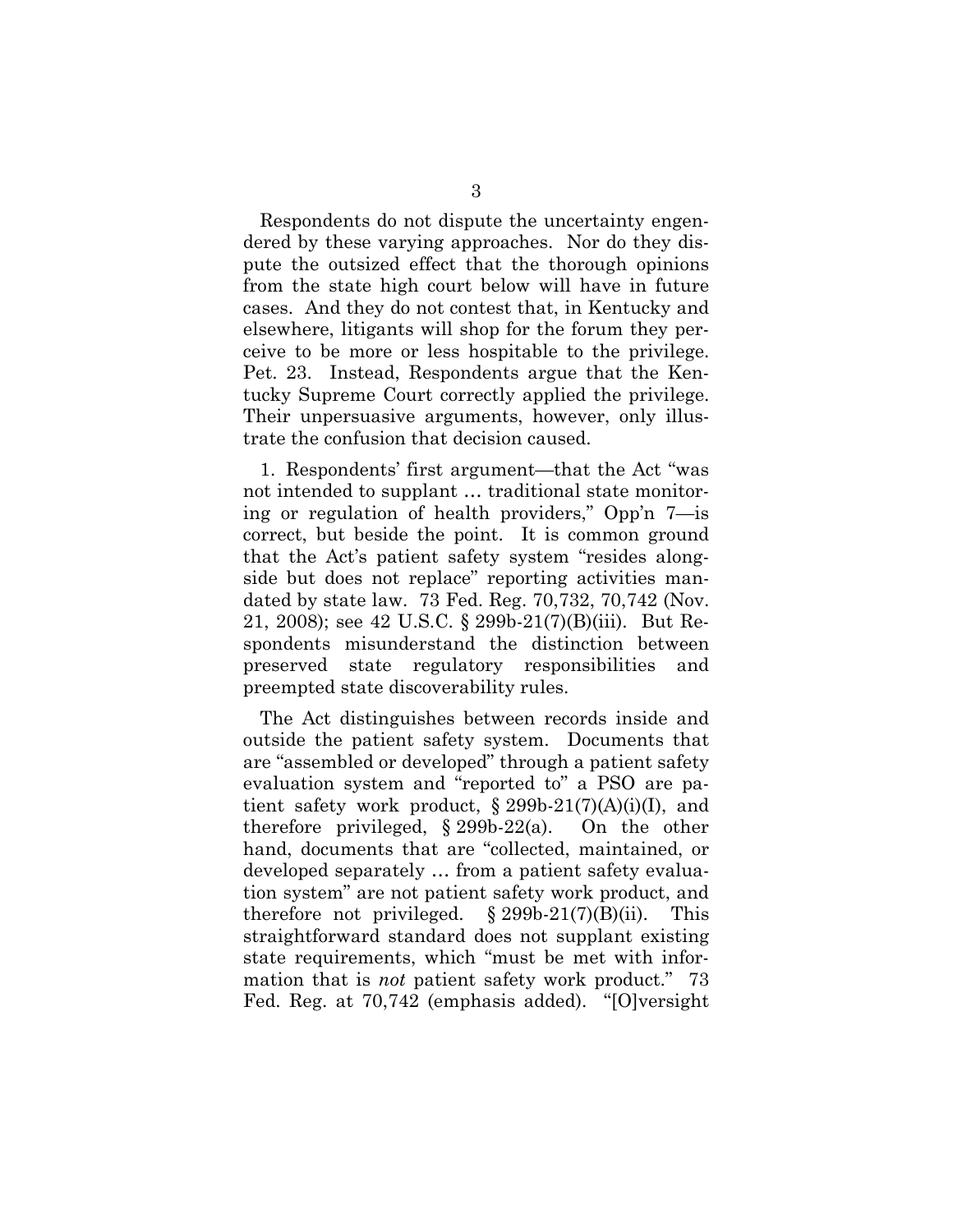Respondents do not dispute the uncertainty engendered by these varying approaches. Nor do they dispute the outsized effect that the thorough opinions from the state high court below will have in future cases. And they do not contest that, in Kentucky and elsewhere, litigants will shop for the forum they perceive to be more or less hospitable to the privilege. Pet. 23. Instead, Respondents argue that the Kentucky Supreme Court correctly applied the privilege. Their unpersuasive arguments, however, only illustrate the confusion that decision caused.

1. Respondents' first argument—that the Act "was not intended to supplant … traditional state monitoring or regulation of health providers," Opp'n 7—is correct, but beside the point. It is common ground that the Act's patient safety system "resides alongside but does not replace" reporting activities mandated by state law. 73 Fed. Reg. 70,732, 70,742 (Nov. 21, 2008); see 42 U.S.C. § 299b-21(7)(B)(iii). But Respondents misunderstand the distinction between preserved state regulatory responsibilities and preempted state discoverability rules.

The Act distinguishes between records inside and outside the patient safety system. Documents that are "assembled or developed" through a patient safety evaluation system and "reported to" a PSO are patient safety work product, § 299b-21(7)(A)(i)(I), and therefore privileged, § 299b-22(a). On the other hand, documents that are "collected, maintained, or developed separately … from a patient safety evaluation system" are not patient safety work product, and therefore not privileged. § 299b-21(7)(B)(ii). This straightforward standard does not supplant existing state requirements, which "must be met with information that is *not* patient safety work product." 73 Fed. Reg. at 70,742 (emphasis added). "[O]versight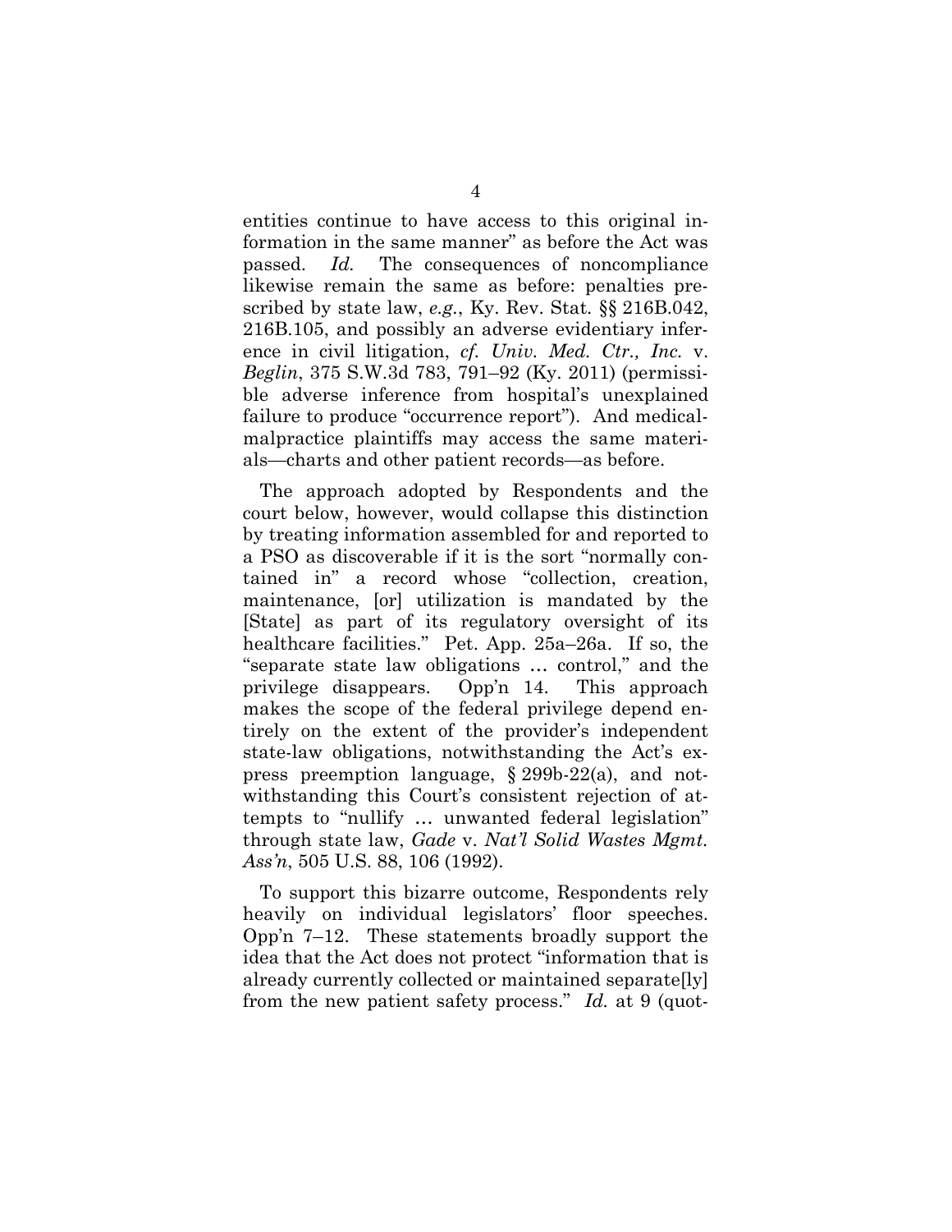entities continue to have access to this original information in the same manner" as before the Act was passed. *Id.* The consequences of noncompliance likewise remain the same as before: penalties prescribed by state law, *e.g.*, Ky. Rev. Stat. §§ 216B.042, 216B.105, and possibly an adverse evidentiary inference in civil litigation, *cf. Univ. Med. Ctr., Inc.* v. *Beglin*, 375 S.W.3d 783, 791–92 (Ky. 2011) (permissible adverse inference from hospital's unexplained failure to produce "occurrence report"). And medical-malpractice plaintiffs may access the same materials—charts and other patient records—as before.

The approach adopted by Respondents and the court below, however, would collapse this distinction by treating information assembled for and reported to a PSO as discoverable if it is the sort "normally contained in" a record whose "collection, creation, maintenance, [or] utilization is mandated by the [State] as part of its regulatory oversight of its healthcare facilities." Pet. App. 25a–26a. If so, the "separate state law obligations … control," and the privilege disappears. Opp'n 14. This approach makes the scope of the federal privilege depend entirely on the extent of the provider's independent state-law obligations, notwithstanding the Act's express preemption language, § 299b-22(a), and notwithstanding this Court's consistent rejection of attempts to "nullify … unwanted federal legislation" through state law, *Gade* v. *Nat'l Solid Wastes Mgmt. Ass'n*, 505 U.S. 88, 106 (1992).

To support this bizarre outcome, Respondents rely heavily on individual legislators' floor speeches. Opp'n 7–12. These statements broadly support the idea that the Act does not protect "information that is already currently collected or maintained separate[ly] from the new patient safety process." *Id.* at 9 (quot-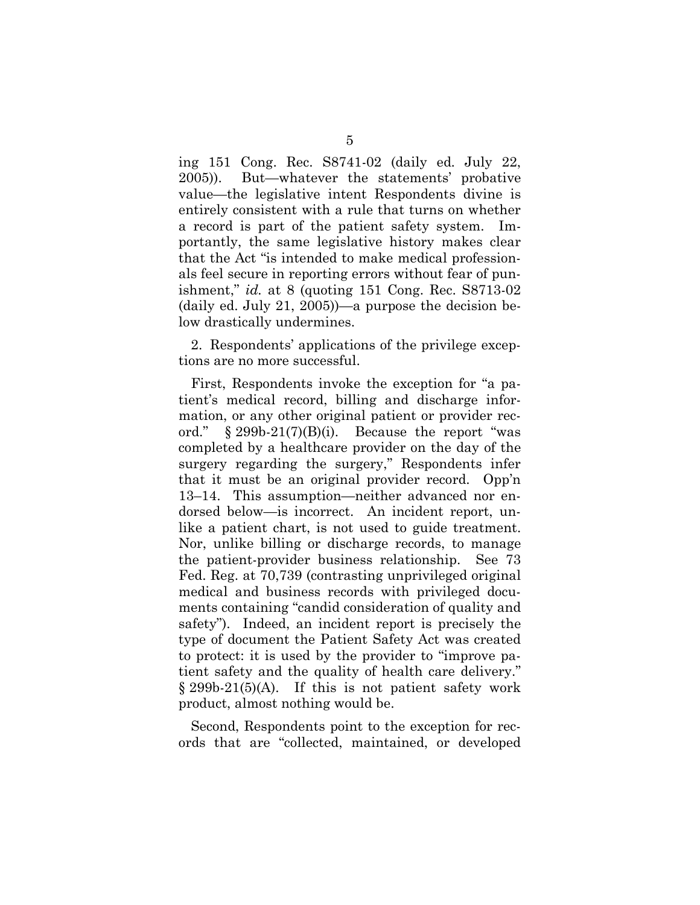ing 151 Cong. Rec. S8741-02 (daily ed. July 22, 2005)). But—whatever the statements' probative value—the legislative intent Respondents divine is entirely consistent with a rule that turns on whether a record is part of the patient safety system. Importantly, the same legislative history makes clear that the Act "is intended to make medical professionals feel secure in reporting errors without fear of punishment," *id.* at 8 (quoting 151 Cong. Rec. S8713-02 (daily ed. July 21, 2005))—a purpose the decision below drastically undermines.

2. Respondents' applications of the privilege exceptions are no more successful.

First, Respondents invoke the exception for "a patient's medical record, billing and discharge information, or any other original patient or provider record." § 299b-21(7)(B)(i). Because the report "was completed by a healthcare provider on the day of the surgery regarding the surgery," Respondents infer that it must be an original provider record. Opp'n 13–14. This assumption—neither advanced nor endorsed below—is incorrect. An incident report, unlike a patient chart, is not used to guide treatment. Nor, unlike billing or discharge records, to manage the patient-provider business relationship. See 73 Fed. Reg. at 70,739 (contrasting unprivileged original medical and business records with privileged documents containing "candid consideration of quality and safety"). Indeed, an incident report is precisely the type of document the Patient Safety Act was created to protect: it is used by the provider to "improve patient safety and the quality of health care delivery." § 299b-21(5)(A). If this is not patient safety work product, almost nothing would be.

Second, Respondents point to the exception for records that are "collected, maintained, or developed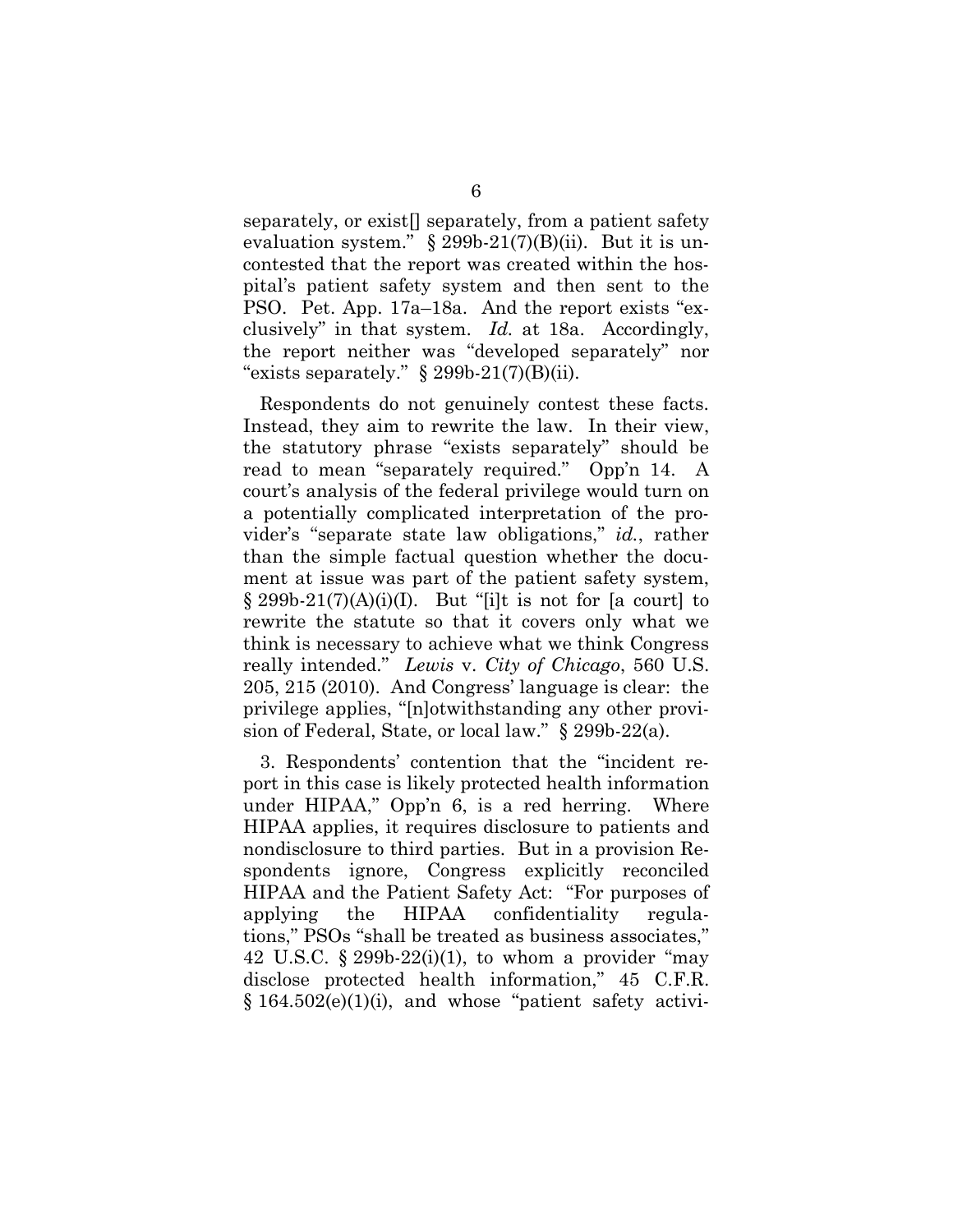separately, or exist[] separately, from a patient safety evaluation system." § 299b-21(7)(B)(ii). But it is uncontested that the report was created within the hospital's patient safety system and then sent to the PSO. Pet. App. 17a–18a. And the report exists "exclusively" in that system. *Id.* at 18a. Accordingly, the report neither was "developed separately" nor "exists separately." § 299b-21(7)(B)(ii).

Respondents do not genuinely contest these facts. Instead, they aim to rewrite the law. In their view, the statutory phrase "exists separately" should be read to mean "separately required." Opp'n 14. A court's analysis of the federal privilege would turn on a potentially complicated interpretation of the provider's "separate state law obligations," *id.*, rather than the simple factual question whether the document at issue was part of the patient safety system, § 299b-21(7)(A)(i)(I). But "[i]t is not for [a court] to rewrite the statute so that it covers only what we think is necessary to achieve what we think Congress really intended." *Lewis* v. *City of Chicago*, 560 U.S. 205, 215 (2010). And Congress' language is clear: the privilege applies, "[n]otwithstanding any other provision of Federal, State, or local law." § 299b-22(a).

3. Respondents' contention that the "incident report in this case is likely protected health information under HIPAA," Opp'n 6, is a red herring. Where HIPAA applies, it requires disclosure to patients and nondisclosure to third parties. But in a provision Respondents ignore, Congress explicitly reconciled HIPAA and the Patient Safety Act: "For purposes of applying the HIPAA confidentiality regulations," PSOs "shall be treated as business associates," 42 U.S.C. § 299b-22(i)(1), to whom a provider "may disclose protected health information," 45 C.F.R. § 164.502(e)(1)(i), and whose "patient safety activi-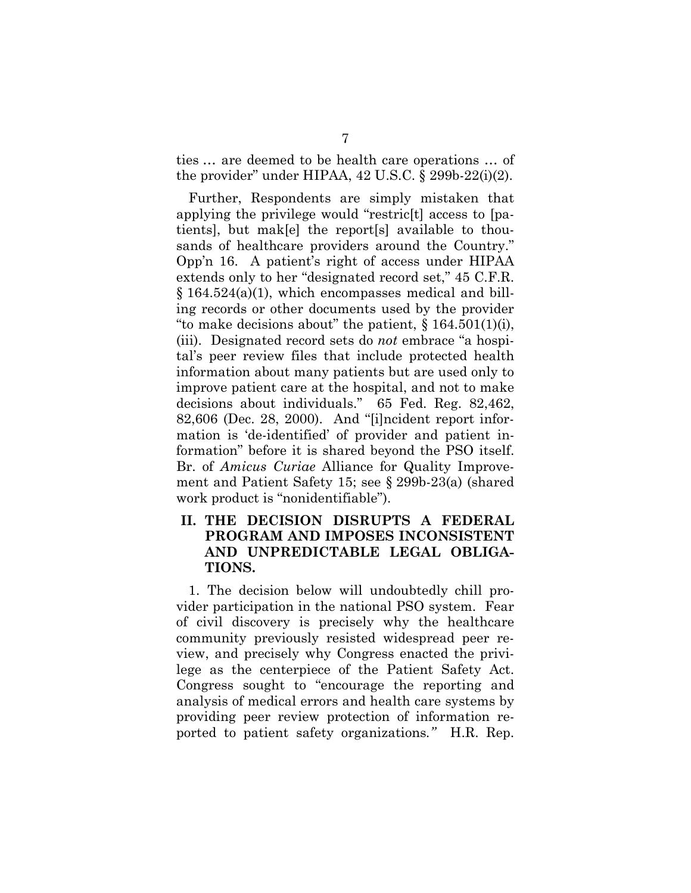ties … are deemed to be health care operations … of the provider" under HIPAA, 42 U.S.C. § 299b-22(i)(2).

Further, Respondents are simply mistaken that applying the privilege would "restric[t] access to [patients], but mak[e] the report[s] available to thousands of healthcare providers around the Country." Opp'n 16. A patient's right of access under HIPAA extends only to her "designated record set," 45 C.F.R. § 164.524(a)(1), which encompasses medical and billing records or other documents used by the provider "to make decisions about" the patient, § 164.501(1)(i), (iii). Designated record sets do *not* embrace "a hospital's peer review files that include protected health information about many patients but are used only to improve patient care at the hospital, and not to make decisions about individuals." 65 Fed. Reg. 82,462, 82,606 (Dec. 28, 2000). And "[i]ncident report information is 'de-identified' of provider and patient information" before it is shared beyond the PSO itself. Br. of *Amicus Curiae* Alliance for Quality Improvement and Patient Safety 15; see § 299b-23(a) (shared work product is "nonidentifiable").

## II. THE DECISION DISRUPTS A FEDERAL PROGRAM AND IMPOSES INCONSISTENT AND UNPREDICTABLE LEGAL OBLIGATIONS.

1. The decision below will undoubtedly chill provider participation in the national PSO system. Fear of civil discovery is precisely why the healthcare community previously resisted widespread peer review, and precisely why Congress enacted the privilege as the centerpiece of the Patient Safety Act. Congress sought to "encourage the reporting and analysis of medical errors and health care systems by providing peer review protection of information reported to patient safety organizations." H.R. Rep.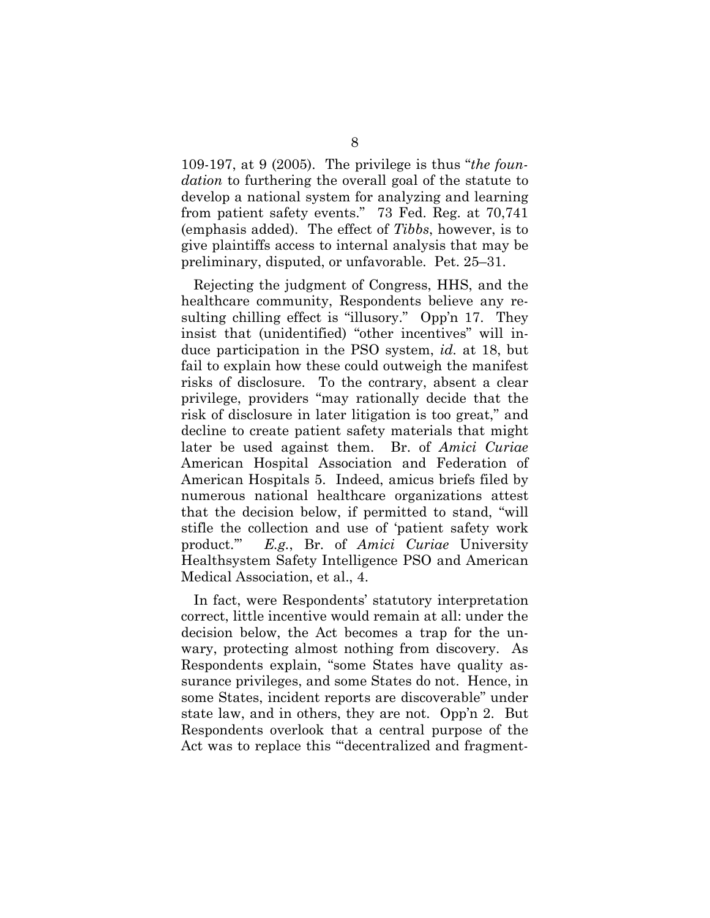109-197, at 9 (2005). The privilege is thus "*the foundation* to furthering the overall goal of the statute to develop a national system for analyzing and learning from patient safety events." 73 Fed. Reg. at 70,741 (emphasis added). The effect of *Tibbs*, however, is to give plaintiffs access to internal analysis that may be preliminary, disputed, or unfavorable. Pet. 25–31.

Rejecting the judgment of Congress, HHS, and the healthcare community, Respondents believe any resulting chilling effect is "illusory." Opp'n 17. They insist that (unidentified) "other incentives" will induce participation in the PSO system, *id.* at 18, but fail to explain how these could outweigh the manifest risks of disclosure. To the contrary, absent a clear privilege, providers "may rationally decide that the risk of disclosure in later litigation is too great," and decline to create patient safety materials that might later be used against them. Br. of *Amici Curiae* American Hospital Association and Federation of American Hospitals 5. Indeed, amicus briefs filed by numerous national healthcare organizations attest that the decision below, if permitted to stand, "will stifle the collection and use of 'patient safety work product.'" *E.g.*, Br. of *Amici Curiae* University Healthsystem Safety Intelligence PSO and American Medical Association, et al., 4.

In fact, were Respondents' statutory interpretation correct, little incentive would remain at all: under the decision below, the Act becomes a trap for the unwary, protecting almost nothing from discovery. As Respondents explain, "some States have quality assurance privileges, and some States do not. Hence, in some States, incident reports are discoverable" under state law, and in others, they are not. Opp'n 2. But Respondents overlook that a central purpose of the Act was to replace this "'decentralized and fragment-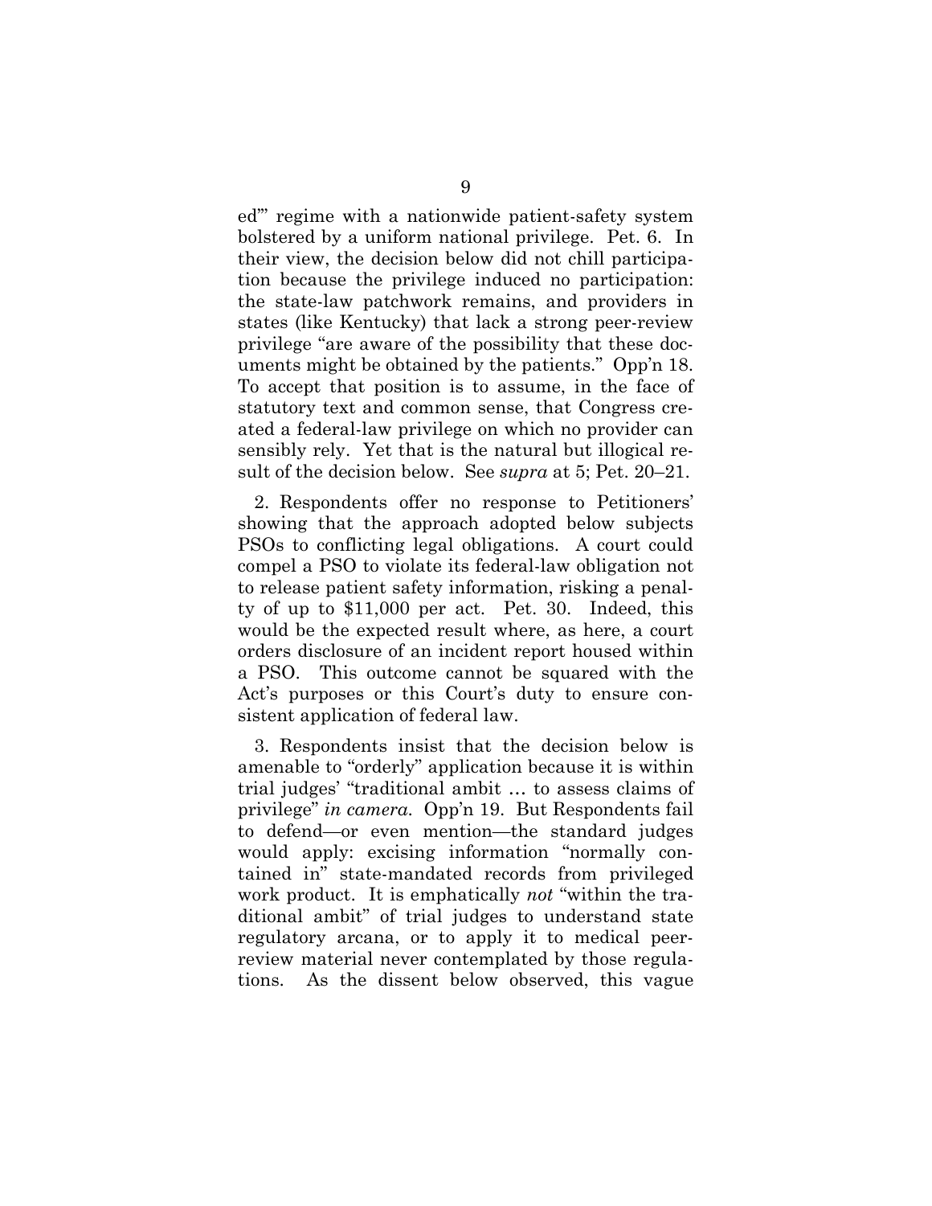ed'" regime with a nationwide patient-safety system bolstered by a uniform national privilege. Pet. 6. In their view, the decision below did not chill participation because the privilege induced no participation: the state-law patchwork remains, and providers in states (like Kentucky) that lack a strong peer-review privilege "are aware of the possibility that these documents might be obtained by the patients." Opp'n 18. To accept that position is to assume, in the face of statutory text and common sense, that Congress created a federal-law privilege on which no provider can sensibly rely. Yet that is the natural but illogical result of the decision below. See *supra* at 5; Pet. 20–21.

2. Respondents offer no response to Petitioners' showing that the approach adopted below subjects PSOs to conflicting legal obligations. A court could compel a PSO to violate its federal-law obligation not to release patient safety information, risking a penalty of up to $11,000 per act. Pet. 30. Indeed, this would be the expected result where, as here, a court orders disclosure of an incident report housed within a PSO. This outcome cannot be squared with the Act's purposes or this Court's duty to ensure consistent application of federal law.

3. Respondents insist that the decision below is amenable to "orderly" application because it is within trial judges' "traditional ambit … to assess claims of privilege" *in camera*. Opp'n 19. But Respondents fail to defend—or even mention—the standard judges would apply: excising information "normally contained in" state-mandated records from privileged work product. It is emphatically *not* "within the traditional ambit" of trial judges to understand state regulatory arcana, or to apply it to medical peer-review material never contemplated by those regulations. As the dissent below observed, this vague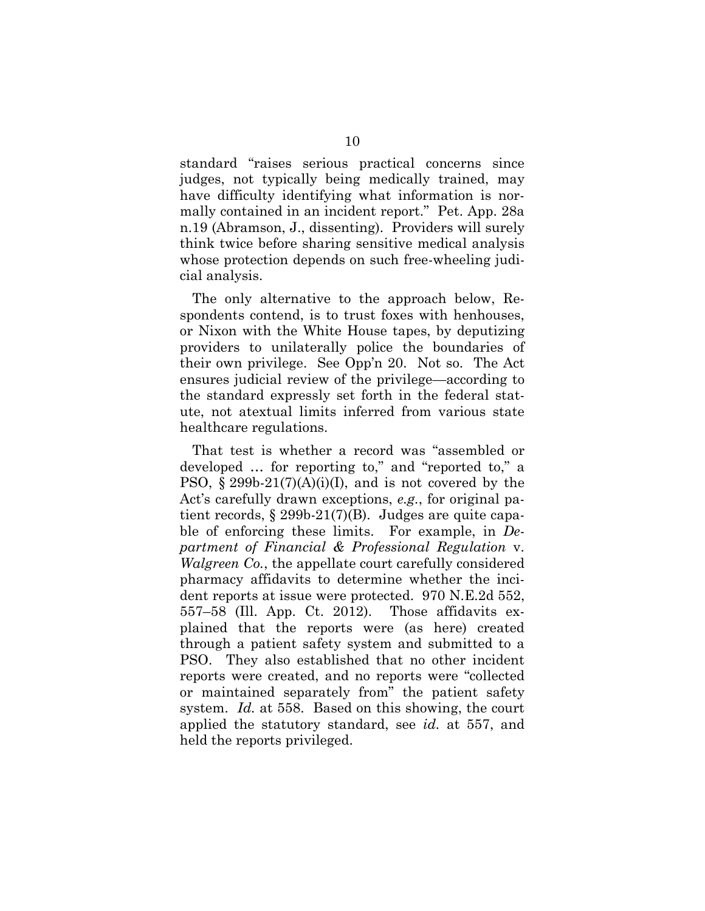standard "raises serious practical concerns since judges, not typically being medically trained, may have difficulty identifying what information is normally contained in an incident report." Pet. App. 28a n.19 (Abramson, J., dissenting). Providers will surely think twice before sharing sensitive medical analysis whose protection depends on such free-wheeling judicial analysis.

The only alternative to the approach below, Respondents contend, is to trust foxes with henhouses, or Nixon with the White House tapes, by deputizing providers to unilaterally police the boundaries of their own privilege. See Opp'n 20. Not so. The Act ensures judicial review of the privilege—according to the standard expressly set forth in the federal statute, not atextual limits inferred from various state healthcare regulations.

That test is whether a record was "assembled or developed … for reporting to," and "reported to," a PSO, § 299b-21(7)(A)(i)(I), and is not covered by the Act's carefully drawn exceptions, *e.g.*, for original patient records, § 299b-21(7)(B). Judges are quite capable of enforcing these limits. For example, in *Department of Financial & Professional Regulation* v. *Walgreen Co.*, the appellate court carefully considered pharmacy affidavits to determine whether the incident reports at issue were protected. 970 N.E.2d 552, 557–58 (Ill. App. Ct. 2012). Those affidavits explained that the reports were (as here) created through a patient safety system and submitted to a PSO. They also established that no other incident reports were created, and no reports were "collected or maintained separately from" the patient safety system. *Id.* at 558. Based on this showing, the court applied the statutory standard, see *id.* at 557, and held the reports privileged.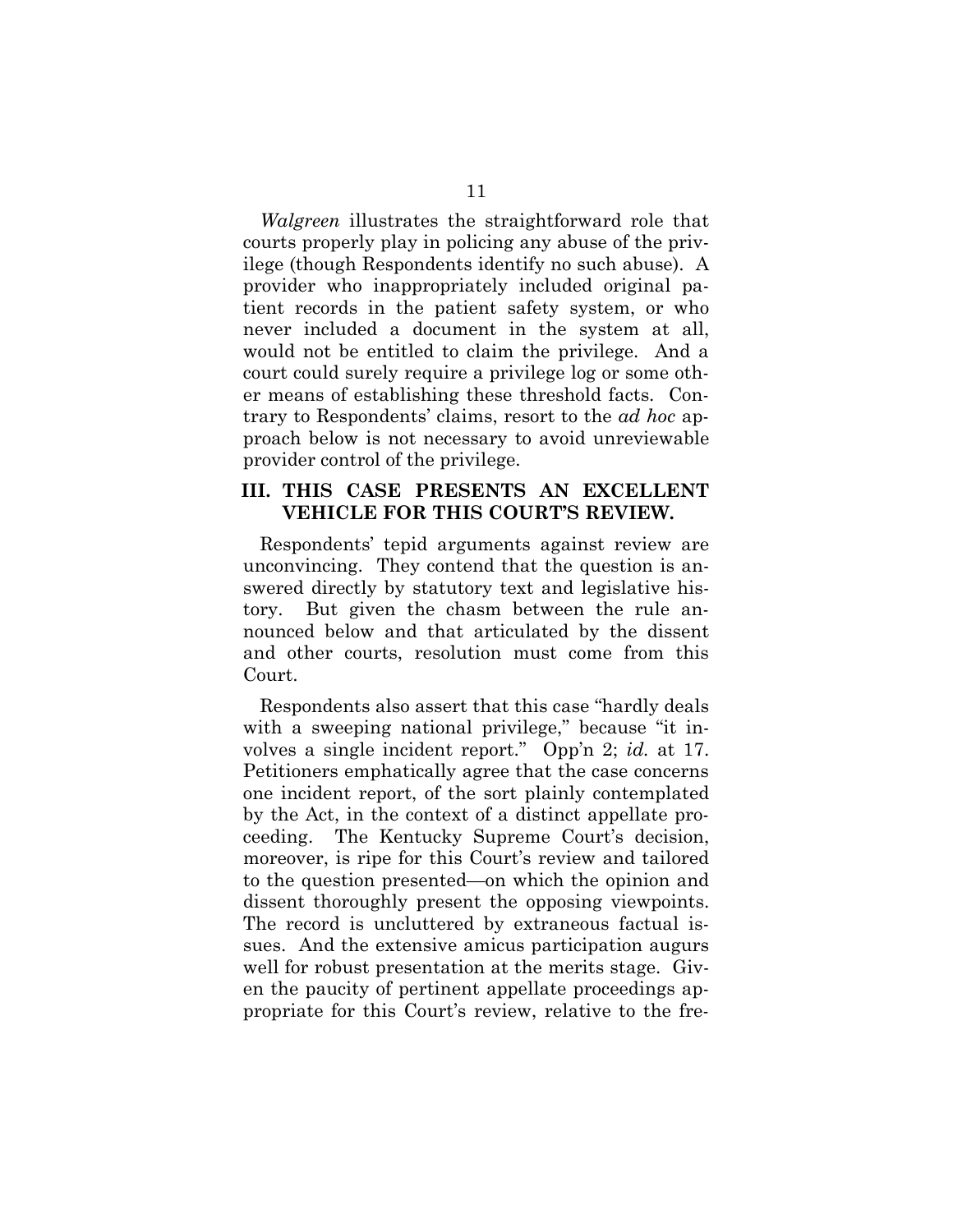*Walgreen* illustrates the straightforward role that courts properly play in policing any abuse of the privilege (though Respondents identify no such abuse). A provider who inappropriately included original patient records in the patient safety system, or who never included a document in the system at all, would not be entitled to claim the privilege. And a court could surely require a privilege log or some other means of establishing these threshold facts. Contrary to Respondents' claims, resort to the *ad hoc* approach below is not necessary to avoid unreviewable provider control of the privilege.

## III. THIS CASE PRESENTS AN EXCELLENT VEHICLE FOR THIS COURT'S REVIEW.

Respondents' tepid arguments against review are unconvincing. They contend that the question is answered directly by statutory text and legislative history. But given the chasm between the rule announced below and that articulated by the dissent and other courts, resolution must come from this Court.

Respondents also assert that this case "hardly deals with a sweeping national privilege," because "it involves a single incident report." Opp'n 2; *id.* at 17. Petitioners emphatically agree that the case concerns one incident report, of the sort plainly contemplated by the Act, in the context of a distinct appellate proceeding. The Kentucky Supreme Court's decision, moreover, is ripe for this Court's review and tailored to the question presented—on which the opinion and dissent thoroughly present the opposing viewpoints. The record is uncluttered by extraneous factual issues. And the extensive amicus participation augurs well for robust presentation at the merits stage. Given the paucity of pertinent appellate proceedings appropriate for this Court's review, relative to the fre-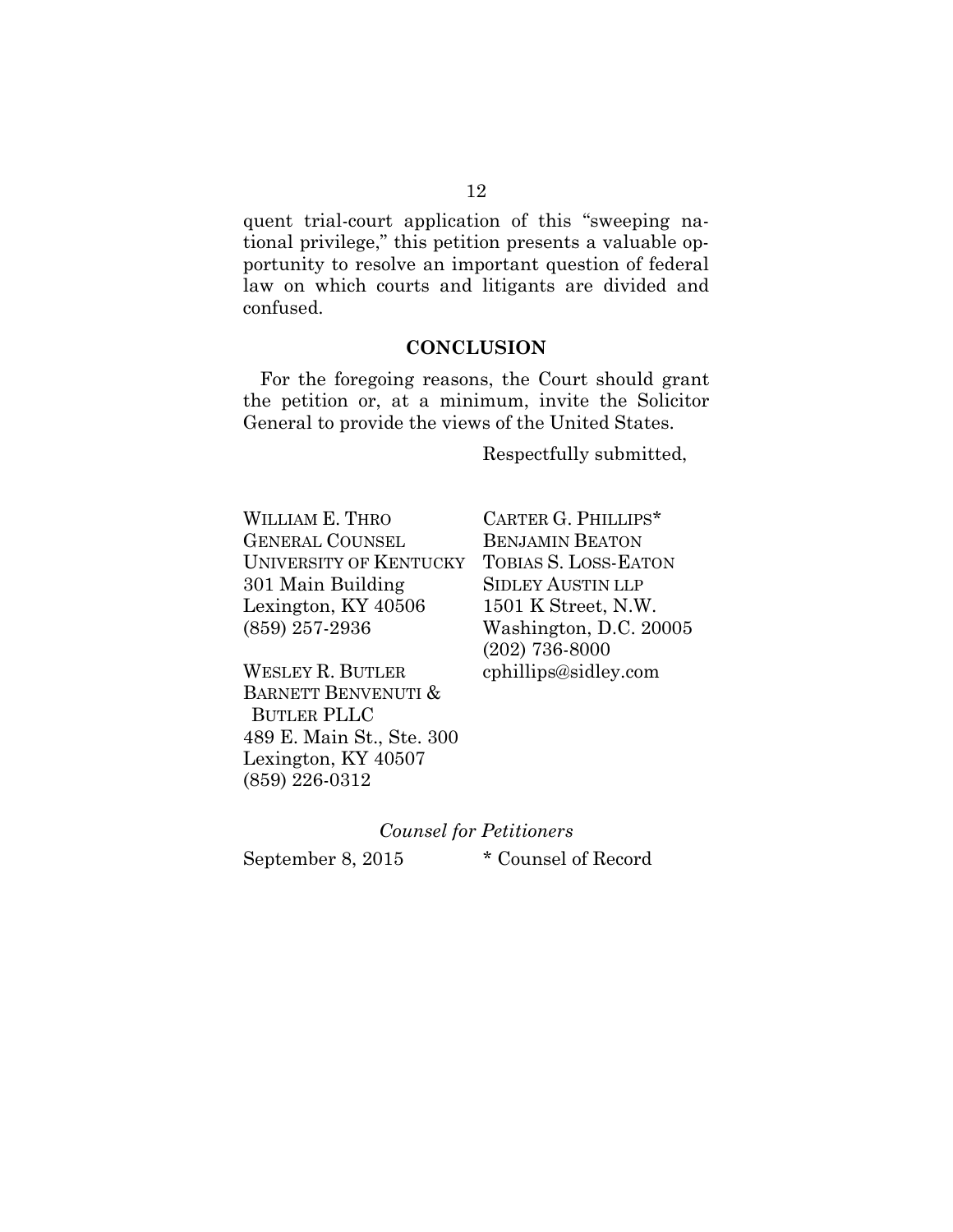quent trial-court application of this "sweeping national privilege," this petition presents a valuable opportunity to resolve an important question of federal law on which courts and litigants are divided and confused.

## CONCLUSION

For the foregoing reasons, the Court should grant the petition or, at a minimum, invite the Solicitor General to provide the views of the United States.

Respectfully submitted,

WILLIAM E. THRO
GENERAL COUNSEL
UNIVERSITY OF KENTUCKY
301 Main Building
Lexington, KY 40506
(859) 257-2936

WESLEY R. BUTLER
BARNETT BENVENUTI &
BUTLER PLLC
489 E. Main St., Ste. 300
Lexington, KY 40507
(859) 226-0312

CARTER G. PHILLIPS*
BENJAMIN BEATON
TOBIAS S. LOSS-EATON
SIDLEY AUSTIN LLP
1501 K Street, N.W.
Washington, D.C. 20005
(202) 736-8000
cphillips@sidley.com

*Counsel for Petitioners*

September 8, 2015

\* Counsel of Record